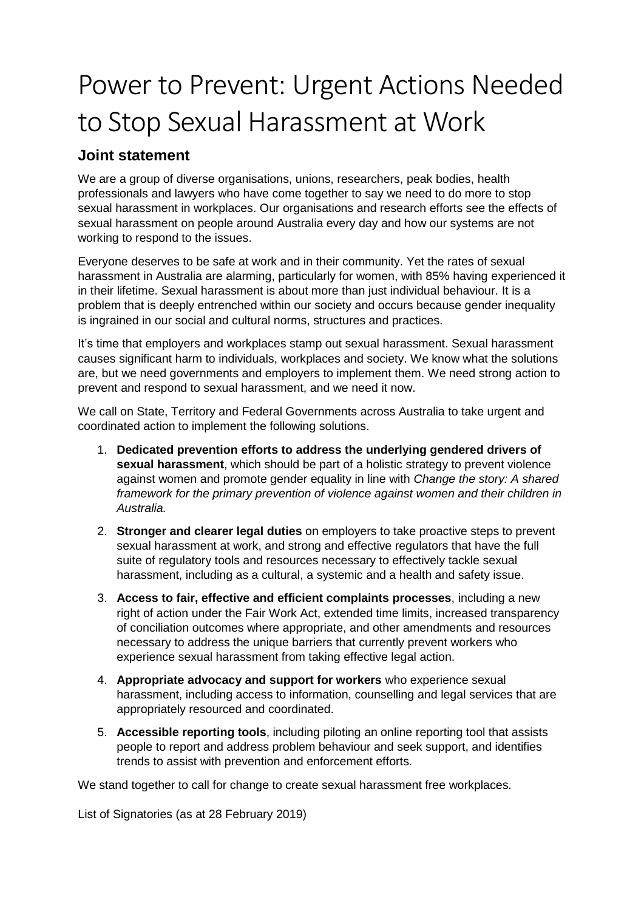# Power to Prevent: Urgent Actions Needed to Stop Sexual Harassment at Work

## Joint statement

We are a group of diverse organisations, unions, researchers, peak bodies, health professionals and lawyers who have come together to say we need to do more to stop sexual harassment in workplaces. Our organisations and research efforts see the effects of sexual harassment on people around Australia every day and how our systems are not working to respond to the issues.

Everyone deserves to be safe at work and in their community. Yet the rates of sexual harassment in Australia are alarming, particularly for women, with 85% having experienced it in their lifetime. Sexual harassment is about more than just individual behaviour. It is a problem that is deeply entrenched within our society and occurs because gender inequality is ingrained in our social and cultural norms, structures and practices.

It's time that employers and workplaces stamp out sexual harassment. Sexual harassment causes significant harm to individuals, workplaces and society. We know what the solutions are, but we need governments and employers to implement them. We need strong action to prevent and respond to sexual harassment, and we need it now.

We call on State, Territory and Federal Governments across Australia to take urgent and coordinated action to implement the following solutions.

1. **Dedicated prevention efforts to address the underlying gendered drivers of sexual harassment**, which should be part of a holistic strategy to prevent violence against women and promote gender equality in line with *Change the story: A shared framework for the primary prevention of violence against women and their children in Australia.*
2. **Stronger and clearer legal duties** on employers to take proactive steps to prevent sexual harassment at work, and strong and effective regulators that have the full suite of regulatory tools and resources necessary to effectively tackle sexual harassment, including as a cultural, a systemic and a health and safety issue.
3. **Access to fair, effective and efficient complaints processes**, including a new right of action under the Fair Work Act, extended time limits, increased transparency of conciliation outcomes where appropriate, and other amendments and resources necessary to address the unique barriers that currently prevent workers who experience sexual harassment from taking effective legal action.
4. **Appropriate advocacy and support for workers** who experience sexual harassment, including access to information, counselling and legal services that are appropriately resourced and coordinated.
5. **Accessible reporting tools**, including piloting an online reporting tool that assists people to report and address problem behaviour and seek support, and identifies trends to assist with prevention and enforcement efforts.

We stand together to call for change to create sexual harassment free workplaces.

List of Signatories (as at 28 February 2019)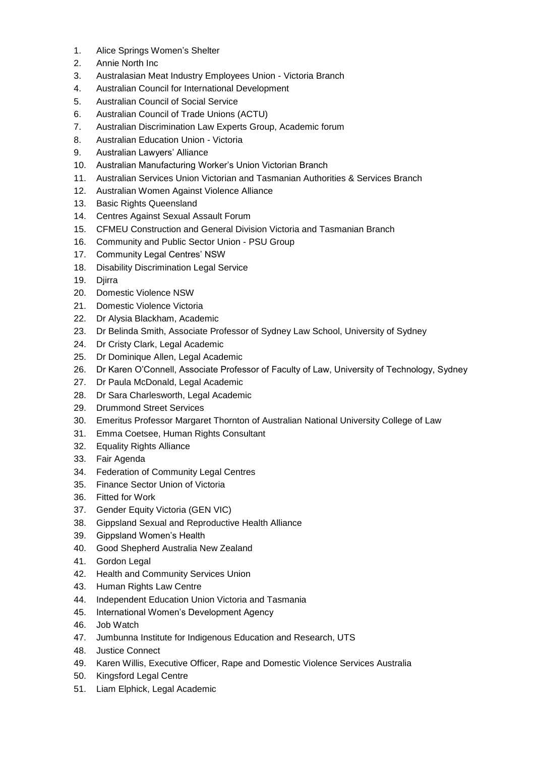1. Alice Springs Women's Shelter
2. Annie North Inc
3. Australasian Meat Industry Employees Union - Victoria Branch
4. Australian Council for International Development
5. Australian Council of Social Service
6. Australian Council of Trade Unions (ACTU)
7. Australian Discrimination Law Experts Group, Academic forum
8. Australian Education Union - Victoria
9. Australian Lawyers' Alliance
10. Australian Manufacturing Worker's Union Victorian Branch
11. Australian Services Union Victorian and Tasmanian Authorities & Services Branch
12. Australian Women Against Violence Alliance
13. Basic Rights Queensland
14. Centres Against Sexual Assault Forum
15. CFMEU Construction and General Division Victoria and Tasmanian Branch
16. Community and Public Sector Union - PSU Group
17. Community Legal Centres' NSW
18. Disability Discrimination Legal Service
19. Djirra
20. Domestic Violence NSW
21. Domestic Violence Victoria
22. Dr Alysia Blackham, Academic
23. Dr Belinda Smith, Associate Professor of Sydney Law School, University of Sydney
24. Dr Cristy Clark, Legal Academic
25. Dr Dominique Allen, Legal Academic
26. Dr Karen O'Connell, Associate Professor of Faculty of Law, University of Technology, Sydney
27. Dr Paula McDonald, Legal Academic
28. Dr Sara Charlesworth, Legal Academic
29. Drummond Street Services
30. Emeritus Professor Margaret Thornton of Australian National University College of Law
31. Emma Coetsee, Human Rights Consultant
32. Equality Rights Alliance
33. Fair Agenda
34. Federation of Community Legal Centres
35. Finance Sector Union of Victoria
36. Fitted for Work
37. Gender Equity Victoria (GEN VIC)
38. Gippsland Sexual and Reproductive Health Alliance
39. Gippsland Women's Health
40. Good Shepherd Australia New Zealand
41. Gordon Legal
42. Health and Community Services Union
43. Human Rights Law Centre
44. Independent Education Union Victoria and Tasmania
45. International Women's Development Agency
46. Job Watch
47. Jumbunna Institute for Indigenous Education and Research, UTS
48. Justice Connect
49. Karen Willis, Executive Officer, Rape and Domestic Violence Services Australia
50. Kingsford Legal Centre
51. Liam Elphick, Legal Academic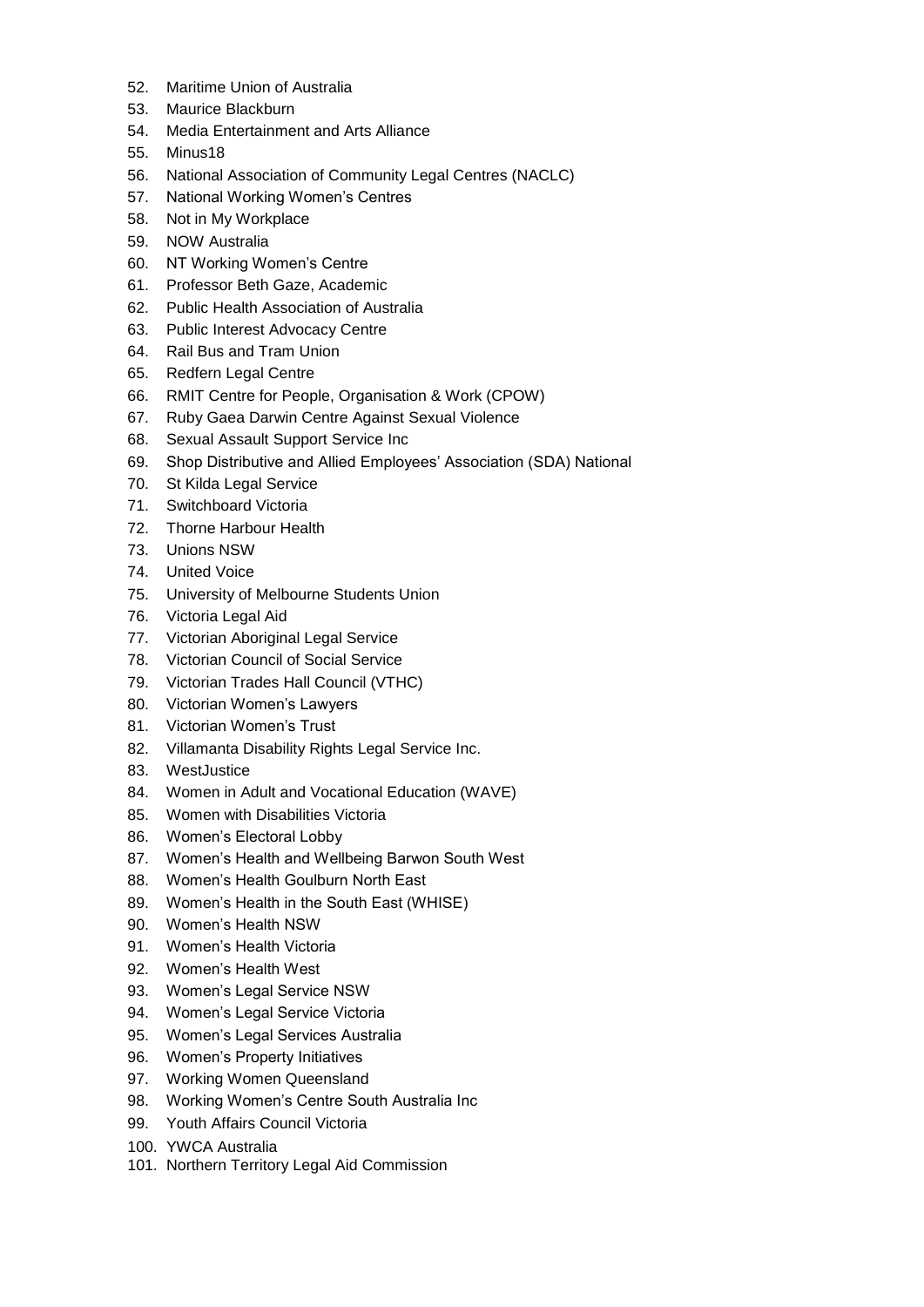52. Maritime Union of Australia
53. Maurice Blackburn
54. Media Entertainment and Arts Alliance
55. Minus18
56. National Association of Community Legal Centres (NACLC)
57. National Working Women's Centres
58. Not in My Workplace
59. NOW Australia
60. NT Working Women's Centre
61. Professor Beth Gaze, Academic
62. Public Health Association of Australia
63. Public Interest Advocacy Centre
64. Rail Bus and Tram Union
65. Redfern Legal Centre
66. RMIT Centre for People, Organisation & Work (CPOW)
67. Ruby Gaea Darwin Centre Against Sexual Violence
68. Sexual Assault Support Service Inc
69. Shop Distributive and Allied Employees' Association (SDA) National
70. St Kilda Legal Service
71. Switchboard Victoria
72. Thorne Harbour Health
73. Unions NSW
74. United Voice
75. University of Melbourne Students Union
76. Victoria Legal Aid
77. Victorian Aboriginal Legal Service
78. Victorian Council of Social Service
79. Victorian Trades Hall Council (VTHC)
80. Victorian Women's Lawyers
81. Victorian Women's Trust
82. Villamanta Disability Rights Legal Service Inc.
83. WestJustice
84. Women in Adult and Vocational Education (WAVE)
85. Women with Disabilities Victoria
86. Women's Electoral Lobby
87. Women's Health and Wellbeing Barwon South West
88. Women's Health Goulburn North East
89. Women's Health in the South East (WHISE)
90. Women's Health NSW
91. Women's Health Victoria
92. Women's Health West
93. Women's Legal Service NSW
94. Women's Legal Service Victoria
95. Women's Legal Services Australia
96. Women's Property Initiatives
97. Working Women Queensland
98. Working Women's Centre South Australia Inc
99. Youth Affairs Council Victoria
100. YWCA Australia
101. Northern Territory Legal Aid Commission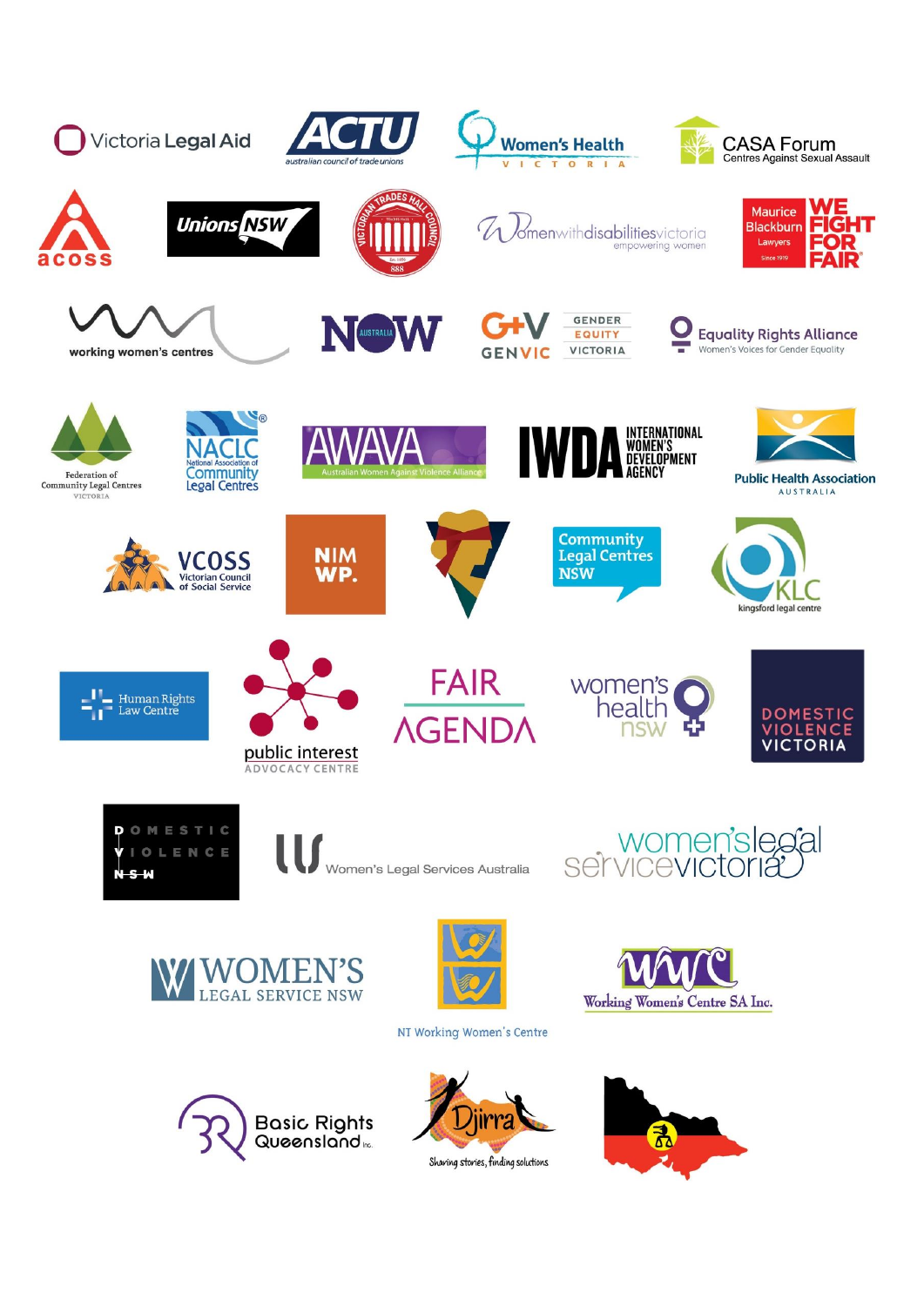Victoria Legal Aid

ACTU australian council of trade unions

Women's Health Victoria

CASA Forum Centres Against Sexual Assault

acoss

Unions NSW

Victorian Trades Hall Council

Womenwithdisabilitiesvictoria empowering women

Maurice Blackburn Lawyers — We Fight For Fair

working women's centres

NOW Australia

GENVIC Gender Equity Victoria

Equality Rights Alliance — Women's Voices for Gender Equality

Federation of Community Legal Centres Victoria

NACLC National Association of Community Legal Centres

AWAVA Australian Women Against Violence Alliance

IWDA International Women's Development Agency

Public Health Association Australia

VCOSS Victorian Council of Social Service

NIM WP.

Community Legal Centres NSW

KLC kingsford legal centre

Human Rights Law Centre

public interest ADVOCACY CENTRE

FAIR AGENDA

women's health nsw

DOMESTIC VIOLENCE VICTORIA

DOMESTIC VIOLENCE NSW

Women's Legal Services Australia

women's legal service victoria

WOMEN'S LEGAL SERVICE NSW

NT Working Women's Centre

Working Women's Centre SA Inc.

Basic Rights Queensland Inc.

Djirra — Sharing stories, finding solutions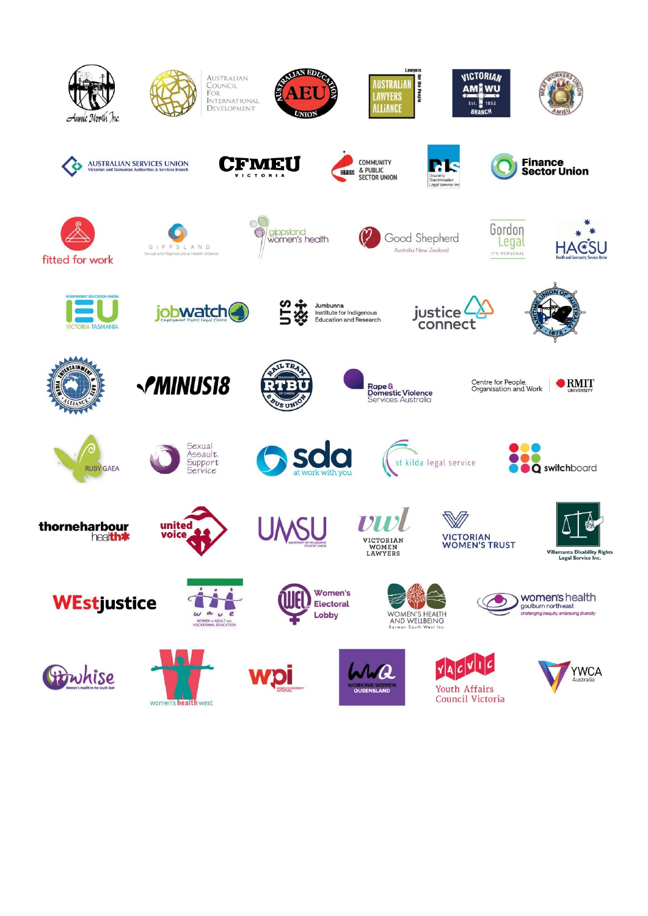Annie North Inc.

Australian Council For International Development

Australian Education Union AEU

Australian Lawyers Alliance — Lawyers for the People

Victorian AMWU Branch Est. 1852

Meat Workers Union AMIEU

Australian Services Union — Victorian and Tasmanian Authorities & Services Branch

CFMEU Victoria

CPSU Community & Public Sector Union

DDLS Disability Discrimination Legal Service Inc

Finance Sector Union

fitted for work

Gippsland Sexual and Reproductive Health Alliance

gippsland women's health

Good Shepherd Australia New Zealand

Gordon Legal — It's Personal

HACSU Health and Community Services Union

Independent Education Union IEU Victoria Tasmania

jobwatch Employment Rights Legal Centre

UTS Jumbunna Institute for Indigenous Education and Research

justice connect

Maritime Union of Australia 1872

Media Entertainment & Arts Alliance

MINUS18

Rail Tram & Bus Union RTBU

Rape & Domestic Violence Services Australia

Centre for People, Organisation and Work — RMIT University

RUBY GAEA

Sexual Assault Support Service

sda at work with you

st kilda legal service

switchboard

thorneharbour health

united voice

UMSU University of Melbourne Student Union

vwl Victorian Women Lawyers

Victorian Women's Trust

Villamanta Disability Rights Legal Service Inc.

WEstjustice

wave Women in Adult and Vocational Education

WEL Women's Electoral Lobby

Women's Health and Wellbeing Barwon South West Inc.

women's health goulburn north east — challenging inequity, embracing diversity

whise Women's Health in the South East

women's health west

wpi Women's Property Initiatives

WWQ Working Women Queensland

YACVic Youth Affairs Council Victoria

YWCA Australia